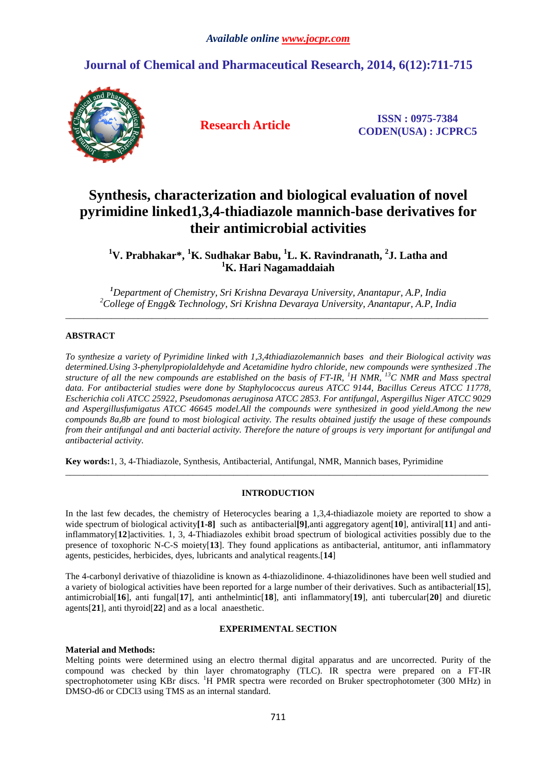*Available online www.jocpr.com*

## Journal of Chemical and Pharmaceutical Research, 2014, 6(12):711-715

**Research Article**

**ISSN : 0975-7384**
**CODEN(USA) : JCPRC5**

# Synthesis, characterization and biological evaluation of novel pyrimidine linked1,3,4-thiadiazole mannich-base derivatives for their antimicrobial activities

**[1]V. Prabhakar\*, [1]K. Sudhakar Babu, [1]L. K. Ravindranath, [2]J. Latha and [1]K. Hari Nagamaddaiah**

*[1]Department of Chemistry, Sri Krishna Devaraya University, Anantapur, A.P, India*
*[2]College of Engg& Technology, Sri Krishna Devaraya University, Anantapur, A.P, India*

---

### ABSTRACT

*To synthesize a variety of Pyrimidine linked with 1,3,4thiadiazolemannich bases and their Biological activity was determined.Using 3-phenylpropiolaldehyde and Acetamidine hydro chloride, new compounds were synthesized .The structure of all the new compounds are established on the basis of FT-IR, $^{1}H$ NMR, $^{13}C$ NMR and Mass spectral data. For antibacterial studies were done by Staphylococcus aureus ATCC 9144, Bacillus Cereus ATCC 11778, Escherichia coli ATCC 25922, Pseudomonas aeruginosa ATCC 2853. For antifungal, Aspergillus Niger ATCC 9029 and Aspergillusfumigatus ATCC 46645 model.All the compounds were synthesized in good yield.Among the new compounds 8a,8b are found to most biological activity. The results obtained justify the usage of these compounds from their antifungal and anti bacterial activity. Therefore the nature of groups is very important for antifungal and antibacterial activity.*

**Key words:**1, 3, 4-Thiadiazole, Synthesis, Antibacterial, Antifungal, NMR, Mannich bases, Pyrimidine

---

### INTRODUCTION

In the last few decades, the chemistry of Heterocycles bearing a 1,3,4-thiadiazole moiety are reported to show a wide spectrum of biological activity**[1-8]** such as antibacterial**[9]**,anti aggregatory agent[**10**], antiviral[**11**] and anti-inflammatory[**12**]activities. 1, 3, 4-Thiadiazoles exhibit broad spectrum of biological activities possibly due to the presence of toxophoric N-C-S moiety[**13**]. They found applications as antibacterial, antitumor, anti inflammatory agents, pesticides, herbicides, dyes, lubricants and analytical reagents.[**14**]

The 4-carbonyl derivative of thiazolidine is known as 4-thiazolidinone. 4-thiazolidinones have been well studied and a variety of biological activities have been reported for a large number of their derivatives. Such as antibacterial[**15**], antimicrobial[**16**], anti fungal[**17**], anti anthelmintic[**18**], anti inflammatory[**19**], anti tubercular[**20**] and diuretic agents[**21**], anti thyroid[**22**] and as a local anaesthetic.

### EXPERIMENTAL SECTION

**Material and Methods:**
Melting points were determined using an electro thermal digital apparatus and are uncorrected. Purity of the compound was checked by thin layer chromatography (TLC). IR spectra were prepared on a FT-IR spectrophotometer using KBr discs. $^{1}H$ PMR spectra were recorded on Bruker spectrophotometer (300 MHz) in DMSO-d6 or CDCl3 using TMS as an internal standard.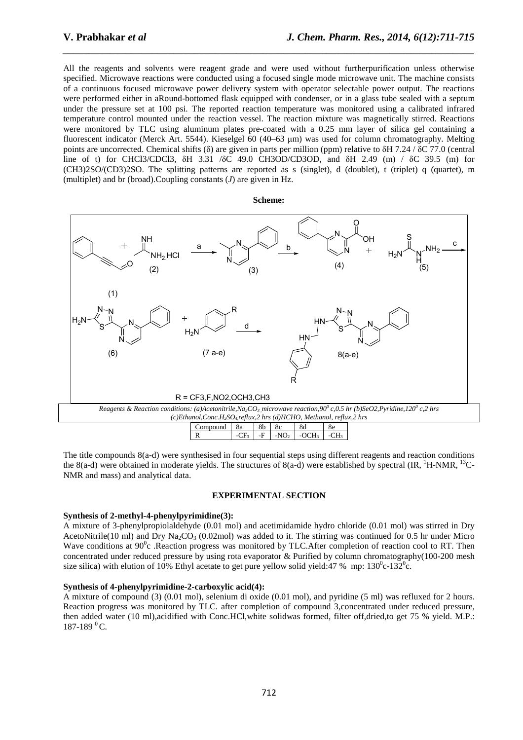All the reagents and solvents were reagent grade and were used without furtherpurification unless otherwise specified. Microwave reactions were conducted using a focused single mode microwave unit. The machine consists of a continuous focused microwave power delivery system with operator selectable power output. The reactions were performed either in aRound-bottomed flask equipped with condenser, or in a glass tube sealed with a septum under the pressure set at 100 psi. The reported reaction temperature was monitored using a calibrated infrared temperature control mounted under the reaction vessel. The reaction mixture was magnetically stirred. Reactions were monitored by TLC using aluminum plates pre-coated with a 0.25 mm layer of silica gel containing a fluorescent indicator (Merck Art. 5544). Kieselgel 60 (40–63 μm) was used for column chromatography. Melting points are uncorrected. Chemical shifts (δ) are given in parts per million (ppm) relative to δH 7.24 / δC 77.0 (central line of t) for CHCl3/CDCl3, δH 3.31 /δC 49.0 CH3OD/CD3OD, and δH 2.49 (m) / δC 39.5 (m) for (CH3)2SO/(CD3)2SO. The splitting patterns are reported as s (singlet), d (doublet), t (triplet) q (quartet), m (multiplet) and br (broad).Coupling constants (*J*) are given in Hz.

**Scheme:**

R = CF3,F,NO2,OCH3,CH3

*Reagents & Reaction conditions: (a)Acetonitrile,$Na_2CO_3$ ,microwave reaction,$90^0$ c,0.5 hr (b)SeO2,Pyridine,$120^0$ c,2 hrs (c)Ethanol,Conc.$H_2SO_4$,reflux,2 hrs (d)HCHO, Methanol, reflux,2 hrs*

| Compound | 8a | 8b | 8c | 8d | 8e |
|---|---|---|---|---|---|
| R | $-CF_3$ | -F | $-NO_2$ | $-OCH_3$ | $-CH_3$ |

The title compounds 8(a-d) were synthesised in four sequential steps using different reagents and reaction conditions the 8(a-d) were obtained in moderate yields. The structures of 8(a-d) were established by spectral (IR, $^1$H-NMR, $^{13}$C-NMR and mass) and analytical data.

## EXPERIMENTAL SECTION

**Synthesis of 2-methyl-4-phenylpyrimidine(3):**

A mixture of 3-phenylpropiolaldehyde (0.01 mol) and acetimidamide hydro chloride (0.01 mol) was stirred in Dry AcetoNitrile(10 ml) and Dry $Na_2CO_3$ (0.02mol) was added to it. The stirring was continued for 0.5 hr under Micro Wave conditions at $90^0$c .Reaction progress was monitored by TLC.After completion of reaction cool to RT. Then concentrated under reduced pressure by using rota evaporator & Purified by column chromatography(100-200 mesh size silica) with elution of 10% Ethyl acetate to get pure yellow solid yield:47 % mp: $130^0$c-$132^0$c.

**Synthesis of 4-phenylpyrimidine-2-carboxylic acid(4):**

A mixture of compound (3) (0.01 mol), selenium di oxide (0.01 mol), and pyridine (5 ml) was refluxed for 2 hours. Reaction progress was monitored by TLC. after completion of compound 3,concentrated under reduced pressure, then added water (10 ml),acidified with Conc.HCl,white solidwas formed, filter off,dried,to get 75 % yield. M.P.: 187-189 $^0$C.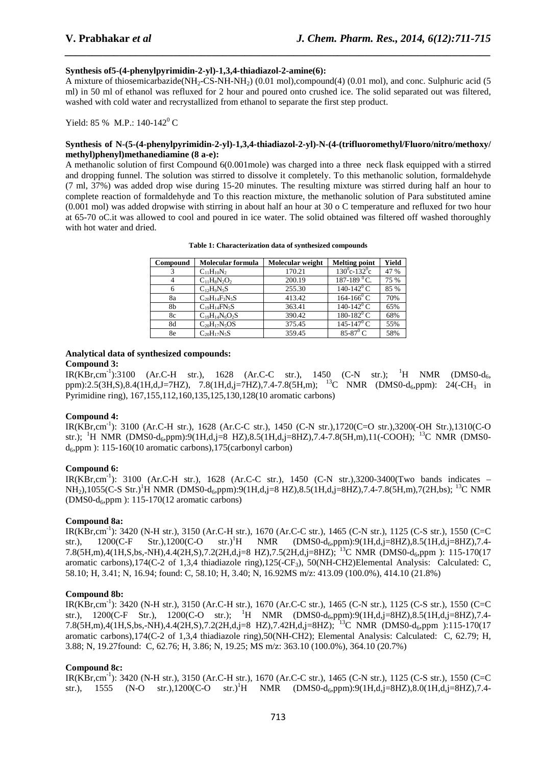**Synthesis of5-(4-phenylpyrimidin-2-yl)-1,3,4-thiadiazol-2-amine(6):**

A mixture of thiosemicarbazide($NH_2$-CS-NH-$NH_2$) (0.01 mol),compound(4) (0.01 mol), and conc. Sulphuric acid (5 ml) in 50 ml of ethanol was refluxed for 2 hour and poured onto crushed ice. The solid separated out was filtered, washed with cold water and recrystallized from ethanol to separate the first step product.

Yield: 85 % M.P.: 140-142$^0$ C

**Synthesis of N-(5-(4-phenylpyrimidin-2-yl)-1,3,4-thiadiazol-2-yl)-N-(4-(trifluoromethyl/Fluoro/nitro/methoxy/ methyl)phenyl)methanediamine (8 a-e):**

A methanolic solution of first Compound 6(0.001mole) was charged into a three neck flask equipped with a stirred and dropping funnel. The solution was stirred to dissolve it completely. To this methanolic solution, formaldehyde (7 ml, 37%) was added drop wise during 15-20 minutes. The resulting mixture was stirred during half an hour to complete reaction of formaldehyde and To this reaction mixture, the methanolic solution of Para substituted amine (0.001 mol) was added dropwise with stirring in about half an hour at 30 o C temperature and refluxed for two hour at 65-70 oC.it was allowed to cool and poured in ice water. The solid obtained was filtered off washed thoroughly with hot water and dried.

**Table 1: Characterization data of synthesized compounds**

| Compound | Molecular formula | Molecular weight | Melting point | Yield |
|---|---|---|---|---|
| 3 | $C_{11}H_{10}N_2$ | 170.21 | 130$^0$c-132$^0$c | 47 % |
| 4 | $C_{11}H_8N_2O_2$ | 200.19 | 187-189 $^0$C. | 75 % |
| 6 | $C_{12}H_9N_5S$ | 255.30 | 140-142$^0$ C | 85 % |
| 8a | $C_{20}H_{14}F_3N_5S$ | 413.42 | 164-166$^0$ C | 70% |
| 8b | $C_{19}H_{14}FN_5S$ | 363.41 | 140-142$^0$ C | 65% |
| 8c | $C_{19}H_{14}N_6O_2S$ | 390.42 | 180-182$^0$ C | 68% |
| 8d | $C_{20}H_{17}N_5OS$ | 375.45 | 145-147$^0$ C | 55% |
| 8e | $C_{20}H_{17}N_5S$ | 359.45 | 85-87$^0$ C | 58% |

**Analytical data of synthesized compounds:**

**Compound 3:**

IR(KBr,cm$^{-1}$):3100 (Ar.C-H str.), 1628 (Ar.C-C str.), 1450 (C-N str.); $^1$H NMR (DMS0-d$_6$, ppm):2.5(3H,S),8.4(1H,d,J=7HZ), 7.8(1H,d,j=7HZ),7.4-7.8(5H,m); $^{13}$C NMR (DMS0-d$_6$,ppm): 24(-$CH_3$ in Pyrimidine ring), 167,155,112,160,135,125,130,128(10 aromatic carbons)

**Compound 4:**

IR(KBr,cm$^{-1}$): 3100 (Ar.C-H str.), 1628 (Ar.C-C str.), 1450 (C-N str.),1720(C=O str.),3200(-OH Str.),1310(C-O str.); $^1$H NMR (DMS0-d$_6$,ppm):9(1H,d,j=8 HZ),8.5(1H,d,j=8HZ),7.4-7.8(5H,m),11(-COOH); $^{13}$C NMR (DMS0-d$_6$,ppm ): 115-160(10 aromatic carbons),175(carbonyl carbon)

**Compound 6:**

IR(KBr,cm$^{-1}$): 3100 (Ar.C-H str.), 1628 (Ar.C-C str.), 1450 (C-N str.),3200-3400(Two bands indicates –$NH_2$),1055(C-S Str.)$^1$H NMR (DMS0-d$_6$,ppm):9(1H,d,j=8 HZ),8.5(1H,d,j=8HZ),7.4-7.8(5H,m),7(2H,bs); $^{13}$C NMR (DMS0-d$_6$,ppm ): 115-170(12 aromatic carbons)

**Compound 8a:**

IR(KBr,cm$^{-1}$): 3420 (N-H str.), 3150 (Ar.C-H str.), 1670 (Ar.C-C str.), 1465 (C-N str.), 1125 (C-S str.), 1550 (C=C str.), 1200(C-F Str.),1200(C-O str.)$^1$H NMR (DMS0-d$_6$,ppm):9(1H,d,j=8HZ),8.5(1H,d,j=8HZ),7.4-7.8(5H,m),4(1H,S,bs,-NH),4.4(2H,S),7.2(2H,d,j=8 HZ),7.5(2H,d,j=8HZ); $^{13}$C NMR (DMS0-d$_6$,ppm ): 115-170(17 aromatic carbons),174(C-2 of 1,3,4 thiadiazole ring),125(-$CF_3$), 50(NH-CH2)Elemental Analysis: Calculated: C, 58.10; H, 3.41; N, 16.94; found: C, 58.10; H, 3.40; N, 16.92MS m/z: 413.09 (100.0%), 414.10 (21.8%)

**Compound 8b:**

IR(KBr,cm$^{-1}$): 3420 (N-H str.), 3150 (Ar.C-H str.), 1670 (Ar.C-C str.), 1465 (C-N str.), 1125 (C-S str.), 1550 (C=C str.), 1200(C-F Str.), 1200(C-O str.); $^1$H NMR (DMS0-d$_6$,ppm):9(1H,d,j=8HZ),8.5(1H,d,j=8HZ),7.4-7.8(5H,m),4(1H,S,bs,-NH),4.4(2H,S),7.2(2H,d,j=8 HZ),7.42H,d,j=8HZ); $^{13}$C NMR (DMS0-d$_6$,ppm ):115-170(17 aromatic carbons),174(C-2 of 1,3,4 thiadiazole ring),50(NH-CH2); Elemental Analysis: Calculated: C, 62.79; H, 3.88; N, 19.27found: C, 62.76; H, 3.86; N, 19.25; MS m/z: 363.10 (100.0%), 364.10 (20.7%)

**Compound 8c:**

IR(KBr,cm$^{-1}$): 3420 (N-H str.), 3150 (Ar.C-H str.), 1670 (Ar.C-C str.), 1465 (C-N str.), 1125 (C-S str.), 1550 (C=C str.), 1555 (N-O str.),1200(C-O str.)$^1$H NMR (DMS0-d$_6$,ppm):9(1H,d,j=8HZ),8.0(1H,d,j=8HZ),7.4-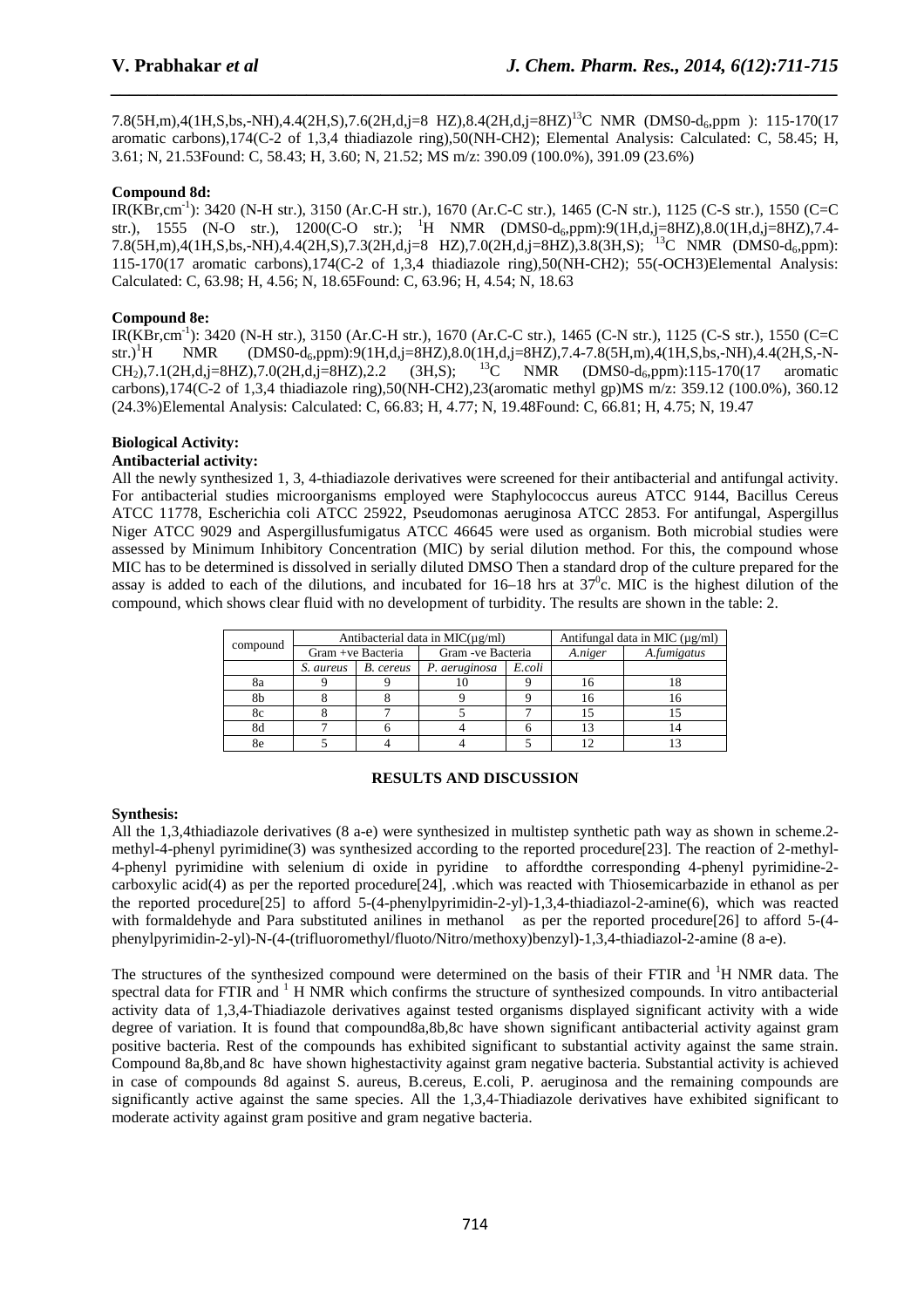7.8(5H,m),4(1H,S,bs,-NH),4.4(2H,S),7.6(2H,d,j=8 HZ),8.4(2H,d,j=8HZ)$^{13}$C NMR (DMS0-d$_6$,ppm ): 115-170(17 aromatic carbons),174(C-2 of 1,3,4 thiadiazole ring),50(NH-CH2); Elemental Analysis: Calculated: C, 58.45; H, 3.61; N, 21.53Found: C, 58.43; H, 3.60; N, 21.52; MS m/z: 390.09 (100.0%), 391.09 (23.6%)

**Compound 8d:**

IR(KBr,cm$^{-1}$): 3420 (N-H str.), 3150 (Ar.C-H str.), 1670 (Ar.C-C str.), 1465 (C-N str.), 1125 (C-S str.), 1550 (C=C str.), 1555 (N-O str.), 1200(C-O str.); $^1$H NMR (DMS0-d$_6$,ppm):9(1H,d,j=8HZ),8.0(1H,d,j=8HZ),7.4-7.8(5H,m),4(1H,S,bs,-NH),4.4(2H,S),7.3(2H,d,j=8 HZ),7.0(2H,d,j=8HZ),3.8(3H,S); $^{13}$C NMR (DMS0-d$_6$,ppm): 115-170(17 aromatic carbons),174(C-2 of 1,3,4 thiadiazole ring),50(NH-CH2); 55(-OCH3)Elemental Analysis: Calculated: C, 63.98; H, 4.56; N, 18.65Found: C, 63.96; H, 4.54; N, 18.63

**Compound 8e:**

IR(KBr,cm$^{-1}$): 3420 (N-H str.), 3150 (Ar.C-H str.), 1670 (Ar.C-C str.), 1465 (C-N str.), 1125 (C-S str.), 1550 (C=C str.)$^1$H NMR (DMS0-d$_6$,ppm):9(1H,d,j=8HZ),8.0(1H,d,j=8HZ),7.4-7.8(5H,m),4(1H,S,bs,-NH),4.4(2H,S,-N-CH$_2$),7.1(2H,d,j=8HZ),7.0(2H,d,j=8HZ),2.2 (3H,S); $^{13}$C NMR (DMS0-d$_6$,ppm):115-170(17 aromatic carbons),174(C-2 of 1,3,4 thiadiazole ring),50(NH-CH2),23(aromatic methyl gp)MS m/z: 359.12 (100.0%), 360.12 (24.3%)Elemental Analysis: Calculated: C, 66.83; H, 4.77; N, 19.48Found: C, 66.81; H, 4.75; N, 19.47

**Biological Activity:**

**Antibacterial activity:**

All the newly synthesized 1, 3, 4-thiadiazole derivatives were screened for their antibacterial and antifungal activity. For antibacterial studies microorganisms employed were Staphylococcus aureus ATCC 9144, Bacillus Cereus ATCC 11778, Escherichia coli ATCC 25922, Pseudomonas aeruginosa ATCC 2853. For antifungal, Aspergillus Niger ATCC 9029 and Aspergillusfumigatus ATCC 46645 were used as organism. Both microbial studies were assessed by Minimum Inhibitory Concentration (MIC) by serial dilution method. For this, the compound whose MIC has to be determined is dissolved in serially diluted DMSO Then a standard drop of the culture prepared for the assay is added to each of the dilutions, and incubated for 16–18 hrs at 37$^0$c. MIC is the highest dilution of the compound, which shows clear fluid with no development of turbidity. The results are shown in the table: 2.

| compound | Antibacterial data in MIC(µg/ml) | | | | Antifungal data in MIC (µg/ml) | |
|---|---|---|---|---|---|---|
| | Gram +ve Bacteria | | Gram -ve Bacteria | | *A.niger* | *A.fumigatus* |
| | *S. aureus* | *B. cereus* | *P. aeruginosa* | *E.coli* | | |
| 8a | 9 | 9 | 10 | 9 | 16 | 18 |
| 8b | 8 | 8 | 9 | 9 | 16 | 16 |
| 8c | 8 | 7 | 5 | 7 | 15 | 15 |
| 8d | 7 | 6 | 4 | 6 | 13 | 14 |
| 8e | 5 | 4 | 4 | 5 | 12 | 13 |

## RESULTS AND DISCUSSION

**Synthesis:**

All the 1,3,4thiadiazole derivatives (8 a-e) were synthesized in multistep synthetic path way as shown in scheme.2-methyl-4-phenyl pyrimidine(3) was synthesized according to the reported procedure[23]. The reaction of 2-methyl-4-phenyl pyrimidine with selenium di oxide in pyridine to affordthe corresponding 4-phenyl pyrimidine-2-carboxylic acid(4) as per the reported procedure[24], .which was reacted with Thiosemicarbazide in ethanol as per the reported procedure[25] to afford 5-(4-phenylpyrimidin-2-yl)-1,3,4-thiadiazol-2-amine(6), which was reacted with formaldehyde and Para substituted anilines in methanol as per the reported procedure[26] to afford 5-(4-phenylpyrimidin-2-yl)-N-(4-(trifluoromethyl/fluoto/Nitro/methoxy)benzyl)-1,3,4-thiadiazol-2-amine (8 a-e).

The structures of the synthesized compound were determined on the basis of their FTIR and $^1$H NMR data. The spectral data for FTIR and $^1$ H NMR which confirms the structure of synthesized compounds. In vitro antibacterial activity data of 1,3,4-Thiadiazole derivatives against tested organisms displayed significant activity with a wide degree of variation. It is found that compound8a,8b,8c have shown significant antibacterial activity against gram positive bacteria. Rest of the compounds has exhibited significant to substantial activity against the same strain. Compound 8a,8b,and 8c have shown highestactivity against gram negative bacteria. Substantial activity is achieved in case of compounds 8d against S. aureus, B.cereus, E.coli, P. aeruginosa and the remaining compounds are significantly active against the same species. All the 1,3,4-Thiadiazole derivatives have exhibited significant to moderate activity against gram positive and gram negative bacteria.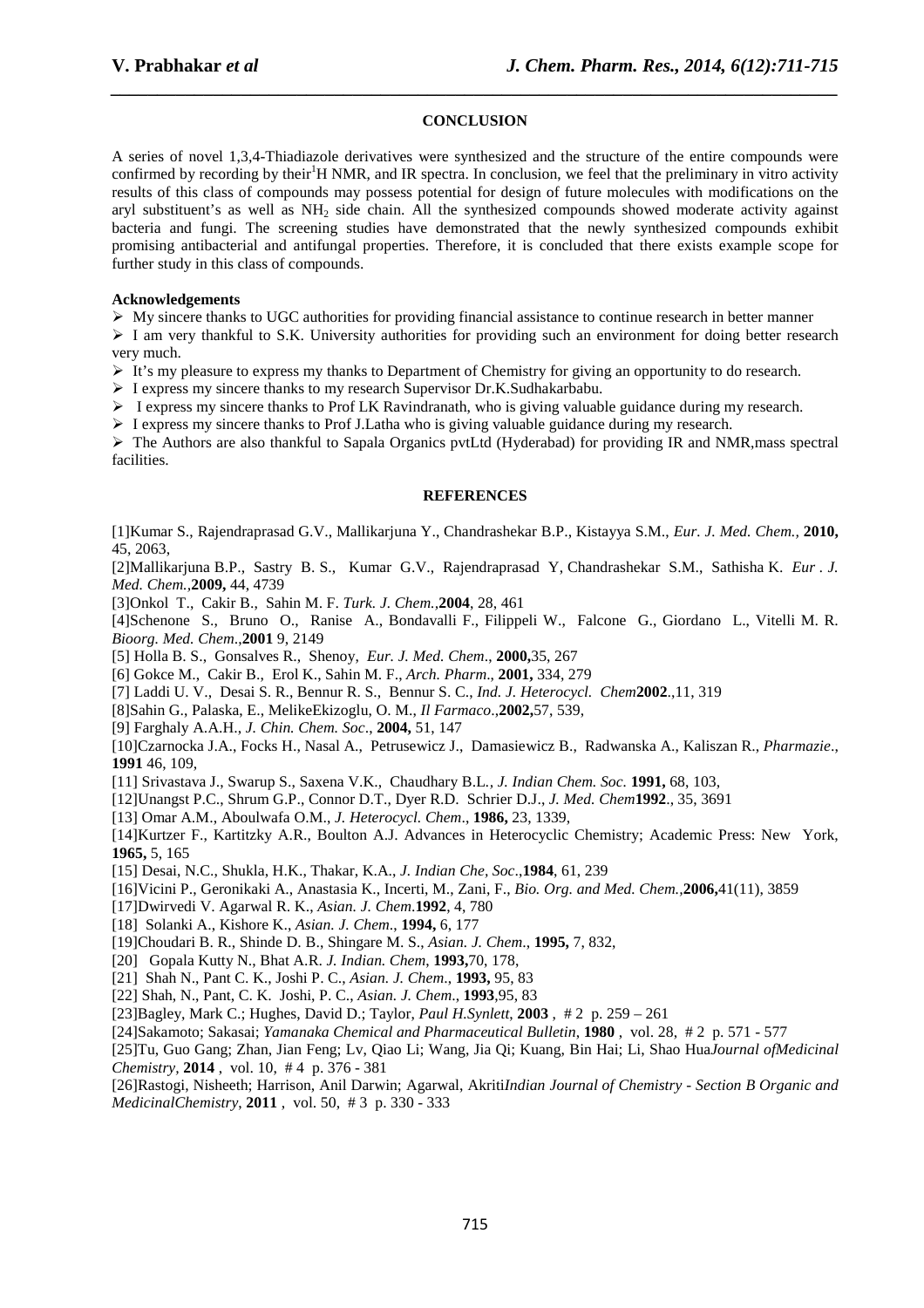## CONCLUSION

A series of novel 1,3,4-Thiadiazole derivatives were synthesized and the structure of the entire compounds were confirmed by recording by their $^1$H NMR, and IR spectra. In conclusion, we feel that the preliminary in vitro activity results of this class of compounds may possess potential for design of future molecules with modifications on the aryl substituent's as well as $NH_2$ side chain. All the synthesized compounds showed moderate activity against bacteria and fungi. The screening studies have demonstrated that the newly synthesized compounds exhibit promising antibacterial and antifungal properties. Therefore, it is concluded that there exists example scope for further study in this class of compounds.

**Acknowledgements**

- My sincere thanks to UGC authorities for providing financial assistance to continue research in better manner
- I am very thankful to S.K. University authorities for providing such an environment for doing better research very much.
- It's my pleasure to express my thanks to Department of Chemistry for giving an opportunity to do research.
- I express my sincere thanks to my research Supervisor Dr.K.Sudhakarbabu.
- I express my sincere thanks to Prof LK Ravindranath, who is giving valuable guidance during my research.
- I express my sincere thanks to Prof J.Latha who is giving valuable guidance during my research.
- The Authors are also thankful to Sapala Organics pvtLtd (Hyderabad) for providing IR and NMR,mass spectral facilities.

## REFERENCES

[1]Kumar S., Rajendraprasad G.V., Mallikarjuna Y., Chandrashekar B.P., Kistayya S.M., *Eur. J. Med. Chem.,* **2010,** 45, 2063,

[2]Mallikarjuna B.P., Sastry B. S., Kumar G.V., Rajendraprasad Y, Chandrashekar S.M., Sathisha K. *Eur . J. Med. Chem.*,**2009,** 44, 4739

[3]Onkol T., Cakir B., Sahin M. F. *Turk. J. Chem.*,**2004**, 28, 461

[4]Schenone S., Bruno O., Ranise A., Bondavalli F., Filippeli W., Falcone G., Giordano L., Vitelli M. R. *Bioorg. Med. Chem*.,**2001** 9, 2149

[5] Holla B. S., Gonsalves R., Shenoy, *Eur. J. Med. Chem*., **2000,**35, 267

[6] Gokce M., Cakir B., Erol K., Sahin M. F., *Arch. Pharm*., **2001,** 334, 279

[7] Laddi U. V., Desai S. R., Bennur R. S., Bennur S. C., *Ind. J. Heterocycl. Chem***2002**.,11, 319

[8]Sahin G., Palaska, E., MelikeEkizoglu, O. M., *Il Farmaco*.,**2002,**57, 539,

[9] Farghaly A.A.H., *J. Chin. Chem. Soc*., **2004,** 51, 147

[10]Czarnocka J.A., Focks H., Nasal A., Petrusewicz J., Damasiewicz B., Radwanska A., Kaliszan R., *Pharmazie*., **1991** 46, 109,

[11] Srivastava J., Swarup S., Saxena V.K., Chaudhary B.L., *J. Indian Chem. Soc.* **1991,** 68, 103,

[12]Unangst P.C., Shrum G.P., Connor D.T., Dyer R.D. Schrier D.J., *J. Med. Chem***1992**., 35, 3691

[13] Omar A.M., Aboulwafa O.M., *J. Heterocycl. Chem*., **1986,** 23, 1339,

[14]Kurtzer F., Kartitzky A.R., Boulton A.J. Advances in Heterocyclic Chemistry; Academic Press: New York, **1965,** 5, 165

[15] Desai, N.C., Shukla, H.K., Thakar, K.A., *J. Indian Che, Soc*.,**1984**, 61, 239

[16]Vicini P., Geronikaki A., Anastasia K., Incerti, M., Zani, F., *Bio. Org. and Med. Chem.*,**2006,**41(11), 3859

[17]Dwirvedi V. Agarwal R. K., *Asian. J. Chem*.**1992**, 4, 780

[18] Solanki A., Kishore K., *Asian. J. Chem*., **1994,** 6, 177

[19]Choudari B. R., Shinde D. B., Shingare M. S., *Asian. J. Chem*., **1995,** 7, 832,

[20] Gopala Kutty N., Bhat A.R. *J. Indian. Chem*, **1993,**70, 178,

[21] Shah N., Pant C. K., Joshi P. C., *Asian. J. Chem*., **1993,** 95, 83

[22] Shah, N., Pant, C. K. Joshi, P. C., *Asian. J. Chem*., **1993**,95, 83

[23]Bagley, Mark C.; Hughes, David D.; Taylor, *Paul H.Synlett*, **2003** , # 2 p. 259 – 261

[24]Sakamoto; Sakasai; *Yamanaka Chemical and Pharmaceutical Bulletin*, **1980** , vol. 28, # 2 p. 571 - 577

[25]Tu, Guo Gang; Zhan, Jian Feng; Lv, Qiao Li; Wang, Jia Qi; Kuang, Bin Hai; Li, Shao Hua*Journal ofMedicinal Chemistry*, **2014** , vol. 10, # 4 p. 376 - 381

[26]Rastogi, Nisheeth; Harrison, Anil Darwin; Agarwal, Akriti*Indian Journal of Chemistry - Section B Organic and MedicinalChemistry*, **2011** , vol. 50, # 3 p. 330 - 333